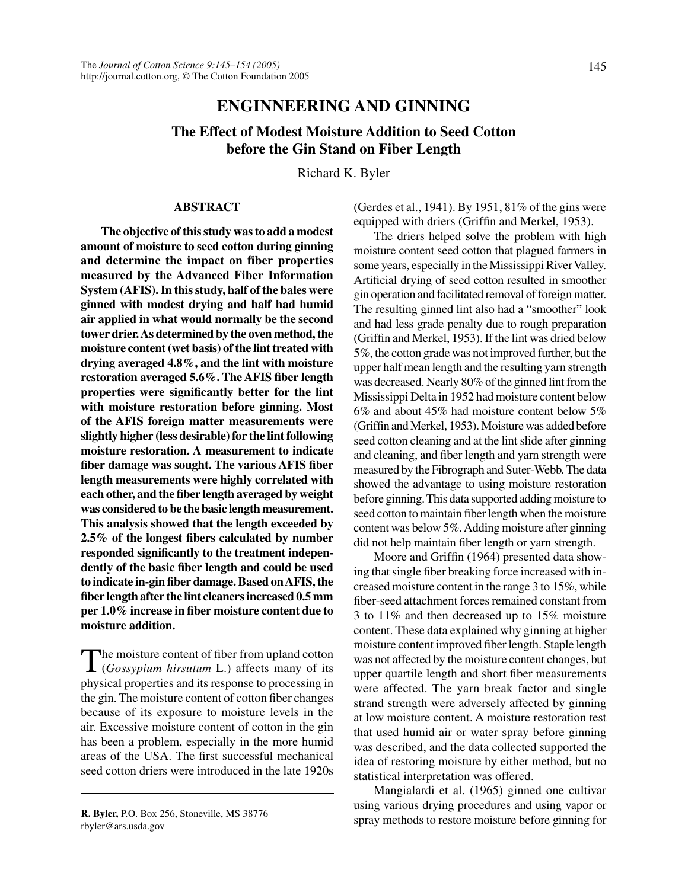# ENGINEERING AND GINNING

## The Effect of Modest Moisture Addition to Seed Cotton before the Gin Stand on Fiber Length

Richard K. Byler

### ABSTRACT

**The objective of this study was to add a modest amount of moisture to seed cotton during ginning and determine the impact on fiber properties measured by the Advanced Fiber Information System (AFIS). In this study, half of the bales were ginned with modest drying and half had humid air applied in what would normally be the second tower drier. As determined by the oven method, the moisture content (wet basis) of the lint treated with drying averaged 4.8%, and the lint with moisture restoration averaged 5.6%. The AFIS fiber length properties were significantly better for the lint with moisture restoration before ginning. Most of the AFIS foreign matter measurements were slightly higher (less desirable) for the lint following moisture restoration. A measurement to indicate fiber damage was sought. The various AFIS fiber length measurements were highly correlated with each other, and the fiber length averaged by weight was considered to be the basic length measurement. This analysis showed that the length exceeded by 2.5% of the longest fibers calculated by number responded significantly to the treatment independently of the basic fiber length and could be used to indicate in-gin fiber damage. Based on AFIS, the fiber length after the lint cleaners increased 0.5 mm per 1.0% increase in fiber moisture content due to moisture addition.**

The moisture content of fiber from upland cotton (*Gossypium hirsutum* L.) affects many of its physical properties and its response to processing in the gin. The moisture content of cotton fiber changes because of its exposure to moisture levels in the air. Excessive moisture content of cotton in the gin has been a problem, especially in the more humid areas of the USA. The first successful mechanical seed cotton driers were introduced in the late 1920s (Gerdes et al., 1941). By 1951, 81% of the gins were equipped with driers (Griffin and Merkel, 1953).

The driers helped solve the problem with high moisture content seed cotton that plagued farmers in some years, especially in the Mississippi River Valley. Artificial drying of seed cotton resulted in smoother gin operation and facilitated removal of foreign matter. The resulting ginned lint also had a "smoother" look and had less grade penalty due to rough preparation (Griffin and Merkel, 1953). If the lint was dried below 5%, the cotton grade was not improved further, but the upper half mean length and the resulting yarn strength was decreased. Nearly 80% of the ginned lint from the Mississippi Delta in 1952 had moisture content below 6% and about 45% had moisture content below 5% (Griffin and Merkel, 1953). Moisture was added before seed cotton cleaning and at the lint slide after ginning and cleaning, and fiber length and yarn strength were measured by the Fibrograph and Suter-Webb. The data showed the advantage to using moisture restoration before ginning. This data supported adding moisture to seed cotton to maintain fiber length when the moisture content was below 5%. Adding moisture after ginning did not help maintain fiber length or yarn strength.

Moore and Griffin (1964) presented data showing that single fiber breaking force increased with increased moisture content in the range 3 to 15%, while fiber-seed attachment forces remained constant from 3 to 11% and then decreased up to 15% moisture content. These data explained why ginning at higher moisture content improved fiber length. Staple length was not affected by the moisture content changes, but upper quartile length and short fiber measurements were affected. The yarn break factor and single strand strength were adversely affected by ginning at low moisture content. A moisture restoration test that used humid air or water spray before ginning was described, and the data collected supported the idea of restoring moisture by either method, but no statistical interpretation was offered.

Mangialardi et al. (1965) ginned one cultivar using various drying procedures and using vapor or spray methods to restore moisture before ginning for

---

**R. Byler,** P.O. Box 256, Stoneville, MS 38776
rbyler@ars.usda.gov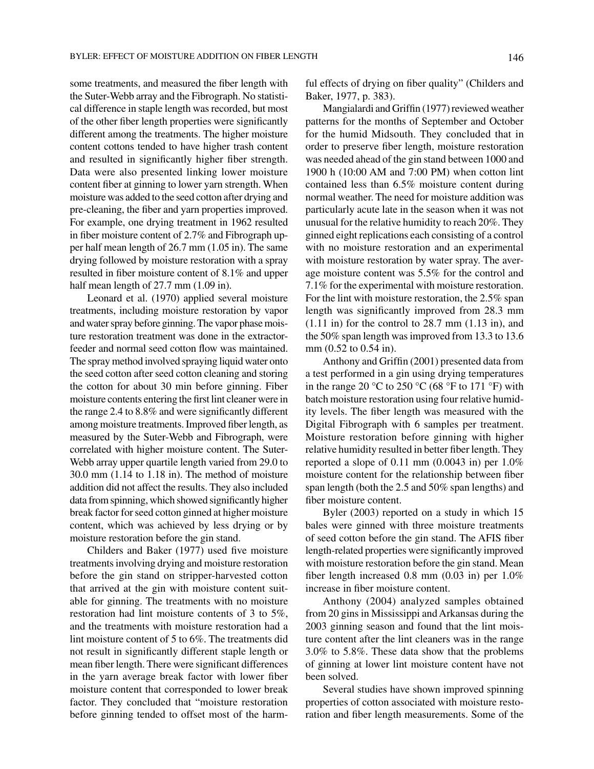some treatments, and measured the fiber length with the Suter-Webb array and the Fibrograph. No statistical difference in staple length was recorded, but most of the other fiber length properties were significantly different among the treatments. The higher moisture content cottons tended to have higher trash content and resulted in significantly higher fiber strength. Data were also presented linking lower moisture content fiber at ginning to lower yarn strength. When moisture was added to the seed cotton after drying and pre-cleaning, the fiber and yarn properties improved. For example, one drying treatment in 1962 resulted in fiber moisture content of 2.7% and Fibrograph upper half mean length of 26.7 mm (1.05 in). The same drying followed by moisture restoration with a spray resulted in fiber moisture content of 8.1% and upper half mean length of 27.7 mm (1.09 in).

Leonard et al. (1970) applied several moisture treatments, including moisture restoration by vapor and water spray before ginning. The vapor phase moisture restoration treatment was done in the extractor-feeder and normal seed cotton flow was maintained. The spray method involved spraying liquid water onto the seed cotton after seed cotton cleaning and storing the cotton for about 30 min before ginning. Fiber moisture contents entering the first lint cleaner were in the range 2.4 to 8.8% and were significantly different among moisture treatments. Improved fiber length, as measured by the Suter-Webb and Fibrograph, were correlated with higher moisture content. The Suter-Webb array upper quartile length varied from 29.0 to 30.0 mm (1.14 to 1.18 in). The method of moisture addition did not affect the results. They also included data from spinning, which showed significantly higher break factor for seed cotton ginned at higher moisture content, which was achieved by less drying or by moisture restoration before the gin stand.

Childers and Baker (1977) used five moisture treatments involving drying and moisture restoration before the gin stand on stripper-harvested cotton that arrived at the gin with moisture content suitable for ginning. The treatments with no moisture restoration had lint moisture contents of 3 to 5%, and the treatments with moisture restoration had a lint moisture content of 5 to 6%. The treatments did not result in significantly different staple length or mean fiber length. There were significant differences in the yarn average break factor with lower fiber moisture content that corresponded to lower break factor. They concluded that "moisture restoration before ginning tended to offset most of the harmful effects of drying on fiber quality" (Childers and Baker, 1977, p. 383).

Mangialardi and Griffin (1977) reviewed weather patterns for the months of September and October for the humid Midsouth. They concluded that in order to preserve fiber length, moisture restoration was needed ahead of the gin stand between 1000 and 1900 h (10:00 AM and 7:00 PM) when cotton lint contained less than 6.5% moisture content during normal weather. The need for moisture addition was particularly acute late in the season when it was not unusual for the relative humidity to reach 20%. They ginned eight replications each consisting of a control with no moisture restoration and an experimental with moisture restoration by water spray. The average moisture content was 5.5% for the control and 7.1% for the experimental with moisture restoration. For the lint with moisture restoration, the 2.5% span length was significantly improved from 28.3 mm (1.11 in) for the control to 28.7 mm (1.13 in), and the 50% span length was improved from 13.3 to 13.6 mm (0.52 to 0.54 in).

Anthony and Griffin (2001) presented data from a test performed in a gin using drying temperatures in the range 20 °C to 250 °C (68 °F to 171 °F) with batch moisture restoration using four relative humidity levels. The fiber length was measured with the Digital Fibrograph with 6 samples per treatment. Moisture restoration before ginning with higher relative humidity resulted in better fiber length. They reported a slope of 0.11 mm (0.0043 in) per 1.0% moisture content for the relationship between fiber span length (both the 2.5 and 50% span lengths) and fiber moisture content.

Byler (2003) reported on a study in which 15 bales were ginned with three moisture treatments of seed cotton before the gin stand. The AFIS fiber length-related properties were significantly improved with moisture restoration before the gin stand. Mean fiber length increased 0.8 mm (0.03 in) per 1.0% increase in fiber moisture content.

Anthony (2004) analyzed samples obtained from 20 gins in Mississippi and Arkansas during the 2003 ginning season and found that the lint moisture content after the lint cleaners was in the range 3.0% to 5.8%. These data show that the problems of ginning at lower lint moisture content have not been solved.

Several studies have shown improved spinning properties of cotton associated with moisture restoration and fiber length measurements. Some of the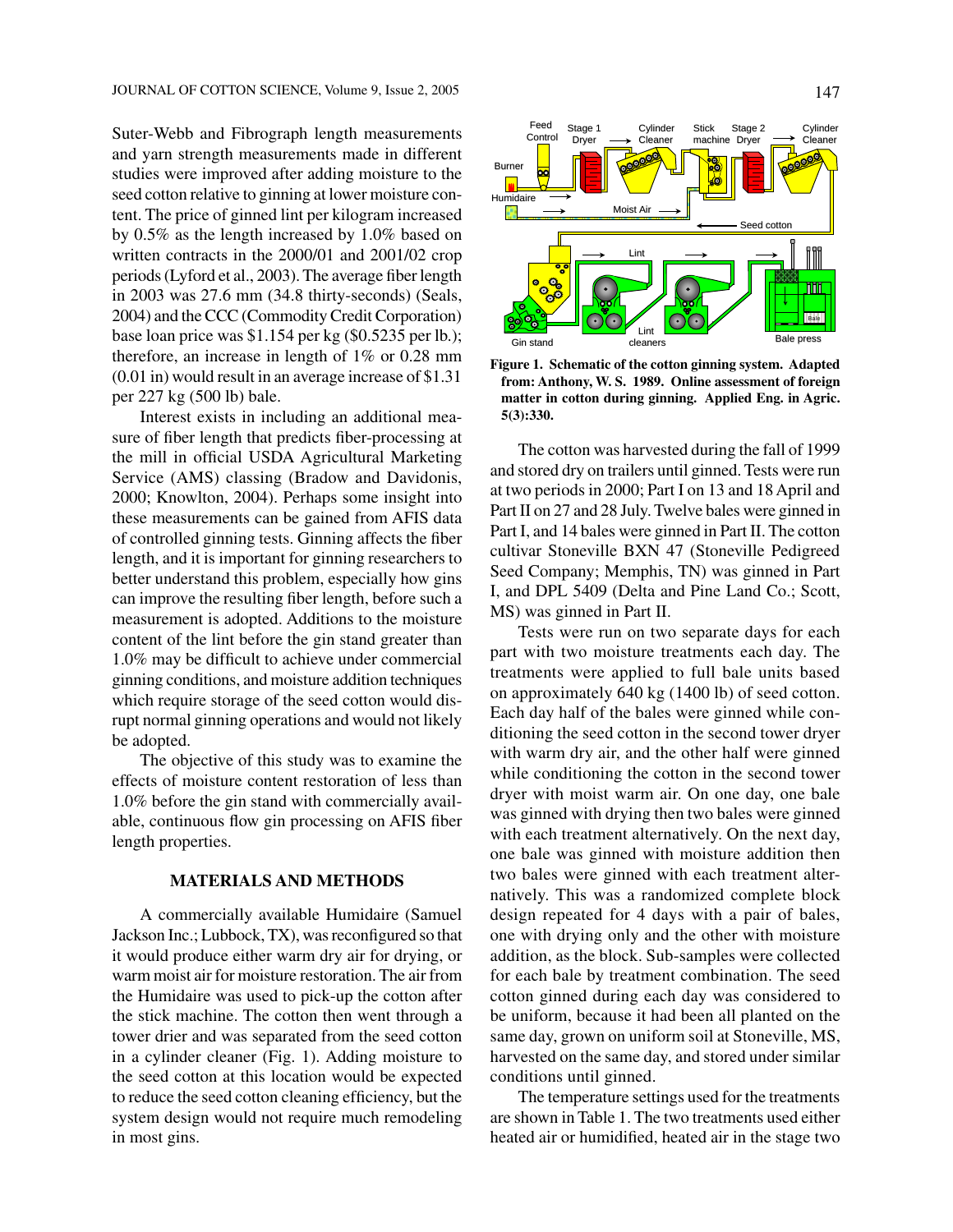Suter-Webb and Fibrograph length measurements and yarn strength measurements made in different studies were improved after adding moisture to the seed cotton relative to ginning at lower moisture content. The price of ginned lint per kilogram increased by 0.5% as the length increased by 1.0% based on written contracts in the 2000/01 and 2001/02 crop periods (Lyford et al., 2003). The average fiber length in 2003 was 27.6 mm (34.8 thirty-seconds) (Seals, 2004) and the CCC (Commodity Credit Corporation) base loan price was \$1.154 per kg (\$0.5235 per lb.); therefore, an increase in length of 1% or 0.28 mm (0.01 in) would result in an average increase of \$1.31 per 227 kg (500 lb) bale.

Interest exists in including an additional measure of fiber length that predicts fiber-processing at the mill in official USDA Agricultural Marketing Service (AMS) classing (Bradow and Davidonis, 2000; Knowlton, 2004). Perhaps some insight into these measurements can be gained from AFIS data of controlled ginning tests. Ginning affects the fiber length, and it is important for ginning researchers to better understand this problem, especially how gins can improve the resulting fiber length, before such a measurement is adopted. Additions to the moisture content of the lint before the gin stand greater than 1.0% may be difficult to achieve under commercial ginning conditions, and moisture addition techniques which require storage of the seed cotton would disrupt normal ginning operations and would not likely be adopted.

The objective of this study was to examine the effects of moisture content restoration of less than 1.0% before the gin stand with commercially available, continuous flow gin processing on AFIS fiber length properties.

## MATERIALS AND METHODS

A commercially available Humidaire (Samuel Jackson Inc.; Lubbock, TX), was reconfigured so that it would produce either warm dry air for drying, or warm moist air for moisture restoration. The air from the Humidaire was used to pick-up the cotton after the stick machine. The cotton then went through a tower drier and was separated from the seed cotton in a cylinder cleaner (Fig. 1). Adding moisture to the seed cotton at this location would be expected to reduce the seed cotton cleaning efficiency, but the system design would not require much remodeling in most gins.

**Figure 1. Schematic of the cotton ginning system. Adapted from: Anthony, W. S. 1989. Online assessment of foreign matter in cotton during ginning. Applied Eng. in Agric. 5(3):330.**

The cotton was harvested during the fall of 1999 and stored dry on trailers until ginned. Tests were run at two periods in 2000; Part I on 13 and 18 April and Part II on 27 and 28 July. Twelve bales were ginned in Part I, and 14 bales were ginned in Part II. The cotton cultivar Stoneville BXN 47 (Stoneville Pedigreed Seed Company; Memphis, TN) was ginned in Part I, and DPL 5409 (Delta and Pine Land Co.; Scott, MS) was ginned in Part II.

Tests were run on two separate days for each part with two moisture treatments each day. The treatments were applied to full bale units based on approximately 640 kg (1400 lb) of seed cotton. Each day half of the bales were ginned while conditioning the seed cotton in the second tower dryer with warm dry air, and the other half were ginned while conditioning the cotton in the second tower dryer with moist warm air. On one day, one bale was ginned with drying then two bales were ginned with each treatment alternatively. On the next day, one bale was ginned with moisture addition then two bales were ginned with each treatment alternatively. This was a randomized complete block design repeated for 4 days with a pair of bales, one with drying only and the other with moisture addition, as the block. Sub-samples were collected for each bale by treatment combination. The seed cotton ginned during each day was considered to be uniform, because it had been all planted on the same day, grown on uniform soil at Stoneville, MS, harvested on the same day, and stored under similar conditions until ginned.

The temperature settings used for the treatments are shown in Table 1. The two treatments used either heated air or humidified, heated air in the stage two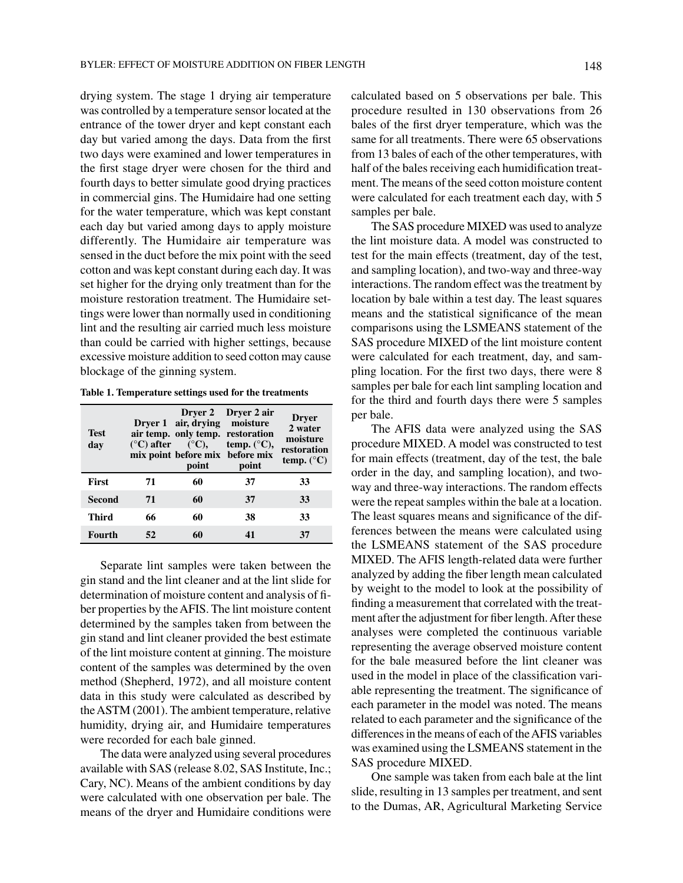drying system. The stage 1 drying air temperature was controlled by a temperature sensor located at the entrance of the tower dryer and kept constant each day but varied among the days. Data from the first two days were examined and lower temperatures in the first stage dryer were chosen for the third and fourth days to better simulate good drying practices in commercial gins. The Humidaire had one setting for the water temperature, which was kept constant each day but varied among days to apply moisture differently. The Humidaire air temperature was sensed in the duct before the mix point with the seed cotton and was kept constant during each day. It was set higher for the drying only treatment than for the moisture restoration treatment. The Humidaire settings were lower than normally used in conditioning lint and the resulting air carried much less moisture than could be carried with higher settings, because excessive moisture addition to seed cotton may cause blockage of the ginning system.

**Table 1. Temperature settings used for the treatments**

| Test day | Dryer 1 air temp. (°C) after mix point | Dryer 2 air, drying only temp. (°C), before mix point | Dryer 2 air moisture restoration temp. (°C), before mix point | Dryer 2 water moisture restoration temp. (°C) |
|---|---|---|---|---|
| **First** | **71** | **60** | **37** | **33** |
| **Second** | **71** | **60** | **37** | **33** |
| **Third** | **66** | **60** | **38** | **33** |
| **Fourth** | **52** | **60** | **41** | **37** |

Separate lint samples were taken between the gin stand and the lint cleaner and at the lint slide for determination of moisture content and analysis of fiber properties by the AFIS. The lint moisture content determined by the samples taken from between the gin stand and lint cleaner provided the best estimate of the lint moisture content at ginning. The moisture content of the samples was determined by the oven method (Shepherd, 1972), and all moisture content data in this study were calculated as described by the ASTM (2001). The ambient temperature, relative humidity, drying air, and Humidaire temperatures were recorded for each bale ginned.

The data were analyzed using several procedures available with SAS (release 8.02, SAS Institute, Inc.; Cary, NC). Means of the ambient conditions by day were calculated with one observation per bale. The means of the dryer and Humidaire conditions were calculated based on 5 observations per bale. This procedure resulted in 130 observations from 26 bales of the first dryer temperature, which was the same for all treatments. There were 65 observations from 13 bales of each of the other temperatures, with half of the bales receiving each humidification treatment. The means of the seed cotton moisture content were calculated for each treatment each day, with 5 samples per bale.

The SAS procedure MIXED was used to analyze the lint moisture data. A model was constructed to test for the main effects (treatment, day of the test, and sampling location), and two-way and three-way interactions. The random effect was the treatment by location by bale within a test day. The least squares means and the statistical significance of the mean comparisons using the LSMEANS statement of the SAS procedure MIXED of the lint moisture content were calculated for each treatment, day, and sampling location. For the first two days, there were 8 samples per bale for each lint sampling location and for the third and fourth days there were 5 samples per bale.

The AFIS data were analyzed using the SAS procedure MIXED. A model was constructed to test for main effects (treatment, day of the test, the bale order in the day, and sampling location), and two-way and three-way interactions. The random effects were the repeat samples within the bale at a location. The least squares means and significance of the differences between the means were calculated using the LSMEANS statement of the SAS procedure MIXED. The AFIS length-related data were further analyzed by adding the fiber length mean calculated by weight to the model to look at the possibility of finding a measurement that correlated with the treatment after the adjustment for fiber length. After these analyses were completed the continuous variable representing the average observed moisture content for the bale measured before the lint cleaner was used in the model in place of the classification variable representing the treatment. The significance of each parameter in the model was noted. The means related to each parameter and the significance of the differences in the means of each of the AFIS variables was examined using the LSMEANS statement in the SAS procedure MIXED.

One sample was taken from each bale at the lint slide, resulting in 13 samples per treatment, and sent to the Dumas, AR, Agricultural Marketing Service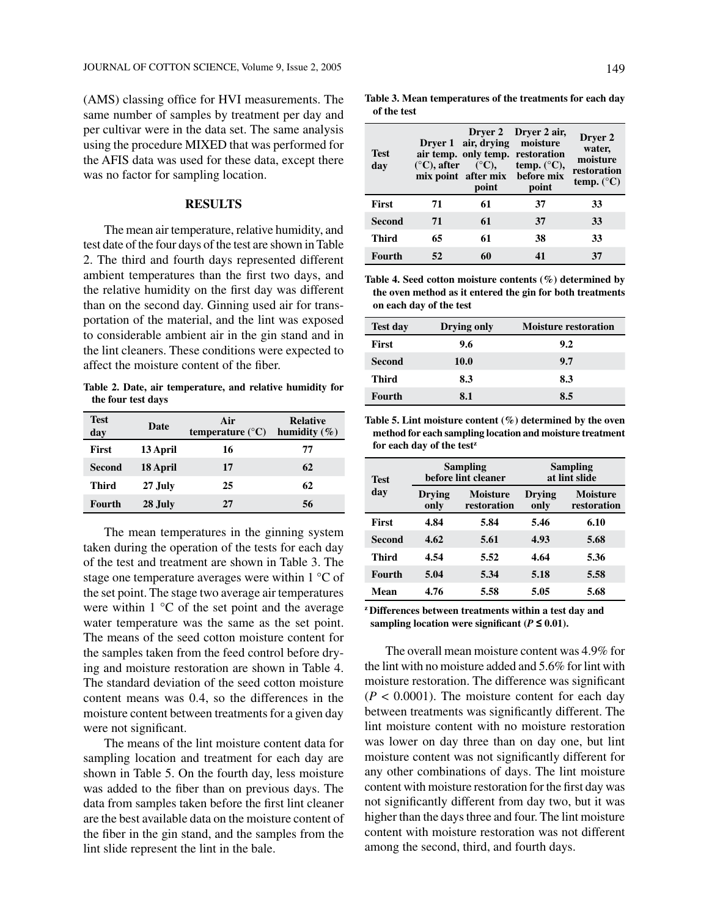(AMS) classing office for HVI measurements. The same number of samples by treatment per day and per cultivar were in the data set. The same analysis using the procedure MIXED that was performed for the AFIS data was used for these data, except there was no factor for sampling location.

## RESULTS

The mean air temperature, relative humidity, and test date of the four days of the test are shown in Table 2. The third and fourth days represented different ambient temperatures than the first two days, and the relative humidity on the first day was different than on the second day. Ginning used air for transportation of the material, and the lint was exposed to considerable ambient air in the gin stand and in the lint cleaners. These conditions were expected to affect the moisture content of the fiber.

**Table 2. Date, air temperature, and relative humidity for the four test days**

| Test day | Date | Air temperature (°C) | Relative humidity (%) |
|---|---|---|---|
| First | 13 April | 16 | 77 |
| Second | 18 April | 17 | 62 |
| Third | 27 July | 25 | 62 |
| Fourth | 28 July | 27 | 56 |

The mean temperatures in the ginning system taken during the operation of the tests for each day of the test and treatment are shown in Table 3. The stage one temperature averages were within 1 °C of the set point. The stage two average air temperatures were within 1 °C of the set point and the average water temperature was the same as the set point. The means of the seed cotton moisture content for the samples taken from the feed control before drying and moisture restoration are shown in Table 4. The standard deviation of the seed cotton moisture content means was 0.4, so the differences in the moisture content between treatments for a given day were not significant.

The means of the lint moisture content data for sampling location and treatment for each day are shown in Table 5. On the fourth day, less moisture was added to the fiber than on previous days. The data from samples taken before the first lint cleaner are the best available data on the moisture content of the fiber in the gin stand, and the samples from the lint slide represent the lint in the bale.

**Table 3. Mean temperatures of the treatments for each day of the test**

| Test day | Dryer 1 air temp. (°C), after mix point | Dryer 2 air, drying only temp. (°C), after mix point | Dryer 2 air, moisture restoration temp. (°C), before mix point | Dryer 2 water, moisture restoration temp. (°C) |
|---|---|---|---|---|
| First | 71 | 61 | 37 | 33 |
| Second | 71 | 61 | 37 | 33 |
| Third | 65 | 61 | 38 | 33 |
| Fourth | 52 | 60 | 41 | 37 |

**Table 4. Seed cotton moisture contents (%) determined by the oven method as it entered the gin for both treatments on each day of the test**

| Test day | Drying only | Moisture restoration |
|---|---|---|
| First | 9.6 | 9.2 |
| Second | 10.0 | 9.7 |
| Third | 8.3 | 8.3 |
| Fourth | 8.1 | 8.5 |

**Table 5. Lint moisture content (%) determined by the oven method for each sampling location and moisture treatment for each day of the test[z]**

| Test day | Sampling before lint cleaner | | Sampling at lint slide | |
|---|---|---|---|---|
| | Drying only | Moisture restoration | Drying only | Moisture restoration |
| First | 4.84 | 5.84 | 5.46 | 6.10 |
| Second | 4.62 | 5.61 | 4.93 | 5.68 |
| Third | 4.54 | 5.52 | 4.64 | 5.36 |
| Fourth | 5.04 | 5.34 | 5.18 | 5.58 |
| Mean | 4.76 | 5.58 | 5.05 | 5.68 |

[z] Differences between treatments within a test day and sampling location were significant ($P \leq 0.01$).

The overall mean moisture content was 4.9% for the lint with no moisture added and 5.6% for lint with moisture restoration. The difference was significant ($P < 0.0001$). The moisture content for each day between treatments was significantly different. The lint moisture content with no moisture restoration was lower on day three than on day one, but lint moisture content was not significantly different for any other combinations of days. The lint moisture content with moisture restoration for the first day was not significantly different from day two, but it was higher than the days three and four. The lint moisture content with moisture restoration was not different among the second, third, and fourth days.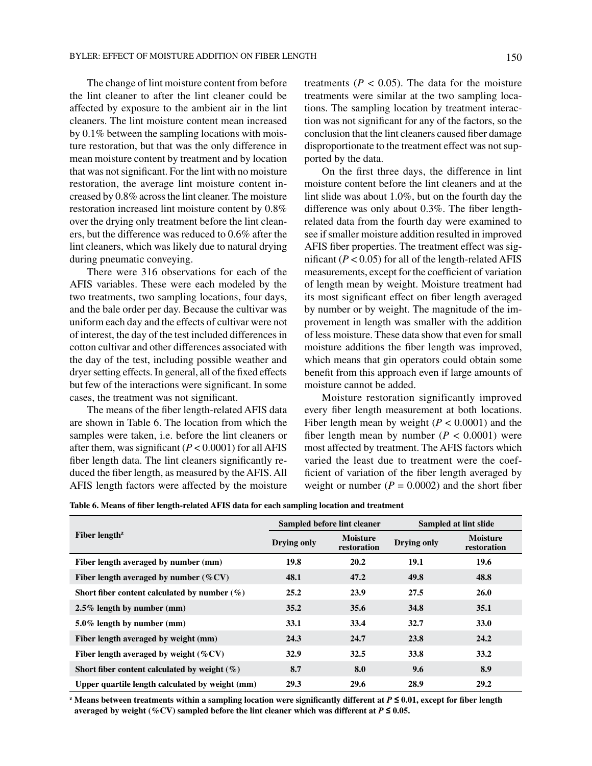The change of lint moisture content from before the lint cleaner to after the lint cleaner could be affected by exposure to the ambient air in the lint cleaners. The lint moisture content mean increased by 0.1% between the sampling locations with moisture restoration, but that was the only difference in mean moisture content by treatment and by location that was not significant. For the lint with no moisture restoration, the average lint moisture content increased by 0.8% across the lint cleaner. The moisture restoration increased lint moisture content by 0.8% over the drying only treatment before the lint cleaners, but the difference was reduced to 0.6% after the lint cleaners, which was likely due to natural drying during pneumatic conveying.

There were 316 observations for each of the AFIS variables. These were each modeled by the two treatments, two sampling locations, four days, and the bale order per day. Because the cultivar was uniform each day and the effects of cultivar were not of interest, the day of the test included differences in cotton cultivar and other differences associated with the day of the test, including possible weather and dryer setting effects. In general, all of the fixed effects but few of the interactions were significant. In some cases, the treatment was not significant.

The means of the fiber length-related AFIS data are shown in Table 6. The location from which the samples were taken, i.e. before the lint cleaners or after them, was significant ($P < 0.0001$) for all AFIS fiber length data. The lint cleaners significantly reduced the fiber length, as measured by the AFIS. All AFIS length factors were affected by the moisture treatments ($P < 0.05$). The data for the moisture treatments were similar at the two sampling locations. The sampling location by treatment interaction was not significant for any of the factors, so the conclusion that the lint cleaners caused fiber damage disproportionate to the treatment effect was not supported by the data.

On the first three days, the difference in lint moisture content before the lint cleaners and at the lint slide was about 1.0%, but on the fourth day the difference was only about 0.3%. The fiber length-related data from the fourth day were examined to see if smaller moisture addition resulted in improved AFIS fiber properties. The treatment effect was significant ($P < 0.05$) for all of the length-related AFIS measurements, except for the coefficient of variation of length mean by weight. Moisture treatment had its most significant effect on fiber length averaged by number or by weight. The magnitude of the improvement in length was smaller with the addition of less moisture. These data show that even for small moisture additions the fiber length was improved, which means that gin operators could obtain some benefit from this approach even if large amounts of moisture cannot be added.

Moisture restoration significantly improved every fiber length measurement at both locations. Fiber length mean by weight ($P < 0.0001$) and the fiber length mean by number ($P < 0.0001$) were most affected by treatment. The AFIS factors which varied the least due to treatment were the coefficient of variation of the fiber length averaged by weight or number ($P = 0.0002$) and the short fiber

**Table 6. Means of fiber length-related AFIS data for each sampling location and treatment**

| Fiber length[z] | Sampled before lint cleaner | | Sampled at lint slide | |
|---|---|---|---|---|
| | Drying only | Moisture restoration | Drying only | Moisture restoration |
| Fiber length averaged by number (mm) | 19.8 | 20.2 | 19.1 | 19.6 |
| Fiber length averaged by number (%CV) | 48.1 | 47.2 | 49.8 | 48.8 |
| Short fiber content calculated by number (%) | 25.2 | 23.9 | 27.5 | 26.0 |
| 2.5% length by number (mm) | 35.2 | 35.6 | 34.8 | 35.1 |
| 5.0% length by number (mm) | 33.1 | 33.4 | 32.7 | 33.0 |
| Fiber length averaged by weight (mm) | 24.3 | 24.7 | 23.8 | 24.2 |
| Fiber length averaged by weight (%CV) | 32.9 | 32.5 | 33.8 | 33.2 |
| Short fiber content calculated by weight (%) | 8.7 | 8.0 | 9.6 | 8.9 |
| Upper quartile length calculated by weight (mm) | 29.3 | 29.6 | 28.9 | 29.2 |

[z] Means between treatments within a sampling location were significantly different at $P \leq 0.01$, except for fiber length averaged by weight (%CV) sampled before the lint cleaner which was different at $P \leq 0.05$.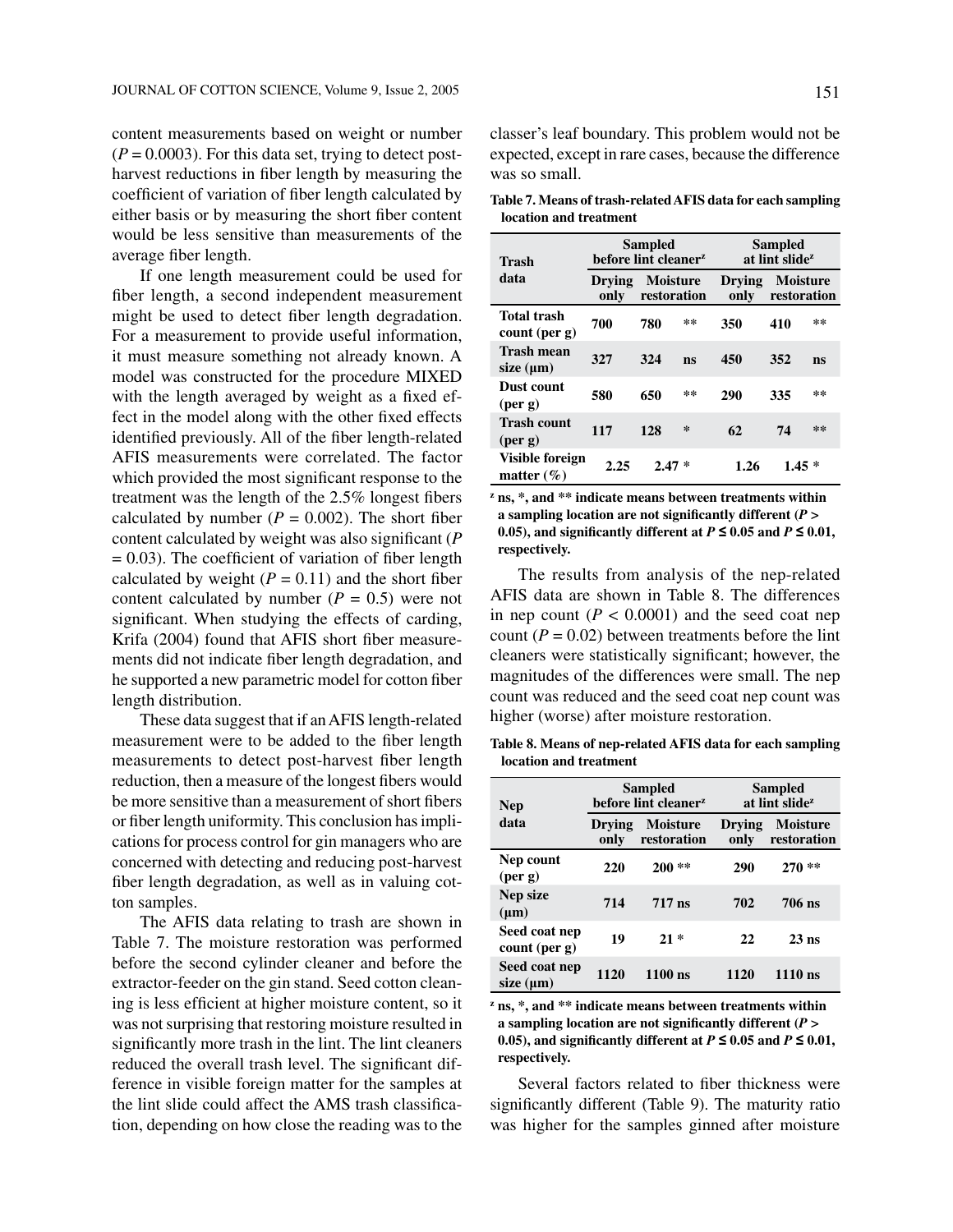content measurements based on weight or number ($P = 0.0003$). For this data set, trying to detect post-harvest reductions in fiber length by measuring the coefficient of variation of fiber length calculated by either basis or by measuring the short fiber content would be less sensitive than measurements of the average fiber length.

If one length measurement could be used for fiber length, a second independent measurement might be used to detect fiber length degradation. For a measurement to provide useful information, it must measure something not already known. A model was constructed for the procedure MIXED with the length averaged by weight as a fixed effect in the model along with the other fixed effects identified previously. All of the fiber length-related AFIS measurements were correlated. The factor which provided the most significant response to the treatment was the length of the 2.5% longest fibers calculated by number ($P = 0.002$). The short fiber content calculated by weight was also significant ($P = 0.03$). The coefficient of variation of fiber length calculated by weight ($P = 0.11$) and the short fiber content calculated by number ($P = 0.5$) were not significant. When studying the effects of carding, Krifa (2004) found that AFIS short fiber measurements did not indicate fiber length degradation, and he supported a new parametric model for cotton fiber length distribution.

These data suggest that if an AFIS length-related measurement were to be added to the fiber length measurements to detect post-harvest fiber length reduction, then a measure of the longest fibers would be more sensitive than a measurement of short fibers or fiber length uniformity. This conclusion has implications for process control for gin managers who are concerned with detecting and reducing post-harvest fiber length degradation, as well as in valuing cotton samples.

The AFIS data relating to trash are shown in Table 7. The moisture restoration was performed before the second cylinder cleaner and before the extractor-feeder on the gin stand. Seed cotton cleaning is less efficient at higher moisture content, so it was not surprising that restoring moisture resulted in significantly more trash in the lint. The lint cleaners reduced the overall trash level. The significant difference in visible foreign matter for the samples at the lint slide could affect the AMS trash classification, depending on how close the reading was to the classer's leaf boundary. This problem would not be expected, except in rare cases, because the difference was so small.

**Table 7. Means of trash-related AFIS data for each sampling location and treatment**

| Trash data | Sampled before lint cleaner[z] | | | Sampled at lint slide[z] | | |
|---|---|---|---|---|---|---|
| | Drying only | Moisture restoration | | Drying only | Moisture restoration | |
| Total trash count (per g) | 700 | 780 | ** | 350 | 410 | ** |
| Trash mean size (μm) | 327 | 324 | ns | 450 | 352 | ns |
| Dust count (per g) | 580 | 650 | ** | 290 | 335 | ** |
| Trash count (per g) | 117 | 128 | * | 62 | 74 | ** |
| Visible foreign matter (%) | 2.25 | 2.47 * | | 1.26 | 1.45 * | |

[z] ns, *, and ** indicate means between treatments within a sampling location are not significantly different ($P > 0.05$), and significantly different at $P \leq 0.05$ and $P \leq 0.01$, respectively.

The results from analysis of the nep-related AFIS data are shown in Table 8. The differences in nep count ($P < 0.0001$) and the seed coat nep count ($P = 0.02$) between treatments before the lint cleaners were statistically significant; however, the magnitudes of the differences were small. The nep count was reduced and the seed coat nep count was higher (worse) after moisture restoration.

**Table 8. Means of nep-related AFIS data for each sampling location and treatment**

| Nep data | Sampled before lint cleaner[z] | | Sampled at lint slide[z] | |
|---|---|---|---|---|
| | Drying only | Moisture restoration | Drying only | Moisture restoration |
| Nep count (per g) | 220 | 200 ** | 290 | 270 ** |
| Nep size (μm) | 714 | 717 ns | 702 | 706 ns |
| Seed coat nep count (per g) | 19 | 21 * | 22 | 23 ns |
| Seed coat nep size (μm) | 1120 | 1100 ns | 1120 | 1110 ns |

[z] ns, *, and ** indicate means between treatments within a sampling location are not significantly different ($P > 0.05$), and significantly different at $P \leq 0.05$ and $P \leq 0.01$, respectively.

Several factors related to fiber thickness were significantly different (Table 9). The maturity ratio was higher for the samples ginned after moisture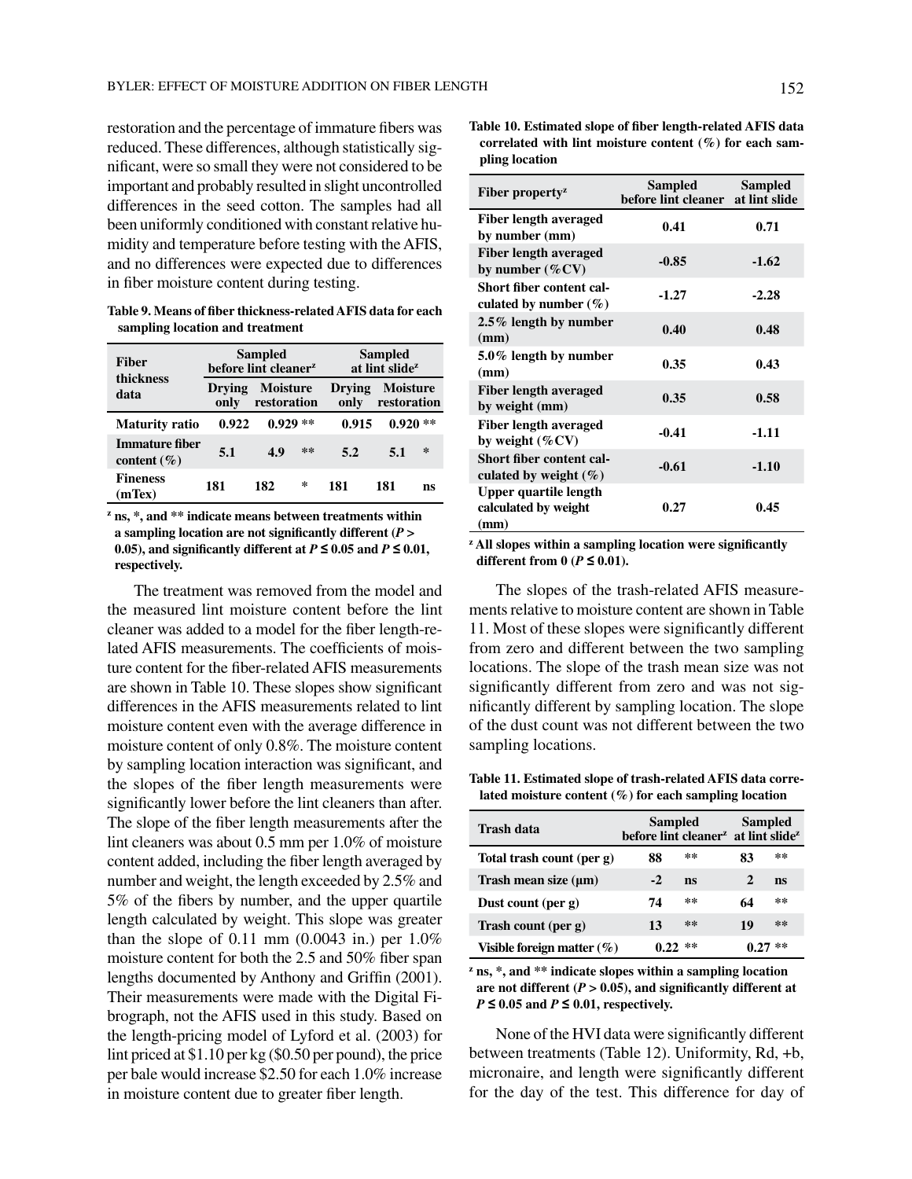restoration and the percentage of immature fibers was reduced. These differences, although statistically significant, were so small they were not considered to be important and probably resulted in slight uncontrolled differences in the seed cotton. The samples had all been uniformly conditioned with constant relative humidity and temperature before testing with the AFIS, and no differences were expected due to differences in fiber moisture content during testing.

**Table 9. Means of fiber thickness-related AFIS data for each sampling location and treatment**

| Fiber thickness data | Sampled before lint cleaner[z] | | | Sampled at lint slide[z] | | |
|---|---|---|---|---|---|---|
| | Drying only | Moisture restoration | | Drying only | Moisture restoration | |
| **Maturity ratio** | 0.922 | 0.929 | ** | 0.915 | 0.920 | ** |
| **Immature fiber content (%)** | 5.1 | 4.9 | ** | 5.2 | 5.1 | * |
| **Fineness (mTex)** | 181 | 182 | * | 181 | 181 | ns |

[z] ns, *, and ** indicate means between treatments within a sampling location are not significantly different ($P > 0.05$), and significantly different at $P \leq 0.05$ and $P \leq 0.01$, respectively.

The treatment was removed from the model and the measured lint moisture content before the lint cleaner was added to a model for the fiber length-related AFIS measurements. The coefficients of moisture content for the fiber-related AFIS measurements are shown in Table 10. These slopes show significant differences in the AFIS measurements related to lint moisture content even with the average difference in moisture content of only 0.8%. The moisture content by sampling location interaction was significant, and the slopes of the fiber length measurements were significantly lower before the lint cleaners than after. The slope of the fiber length measurements after the lint cleaners was about 0.5 mm per 1.0% of moisture content added, including the fiber length averaged by number and weight, the length exceeded by 2.5% and 5% of the fibers by number, and the upper quartile length calculated by weight. This slope was greater than the slope of 0.11 mm (0.0043 in.) per 1.0% moisture content for both the 2.5 and 50% fiber span lengths documented by Anthony and Griffin (2001). Their measurements were made with the Digital Fibrograph, not the AFIS used in this study. Based on the length-pricing model of Lyford et al. (2003) for lint priced at $1.10 per kg ($0.50 per pound), the price per bale would increase $2.50 for each 1.0% increase in moisture content due to greater fiber length.

**Table 10. Estimated slope of fiber length-related AFIS data correlated with lint moisture content (%) for each sampling location**

| Fiber property[z] | Sampled before lint cleaner | Sampled at lint slide |
|---|---|---|
| **Fiber length averaged by number (mm)** | 0.41 | 0.71 |
| **Fiber length averaged by number (%CV)** | -0.85 | -1.62 |
| **Short fiber content calculated by number (%)** | -1.27 | -2.28 |
| **2.5% length by number (mm)** | 0.40 | 0.48 |
| **5.0% length by number (mm)** | 0.35 | 0.43 |
| **Fiber length averaged by weight (mm)** | 0.35 | 0.58 |
| **Fiber length averaged by weight (%CV)** | -0.41 | -1.11 |
| **Short fiber content calculated by weight (%)** | -0.61 | -1.10 |
| **Upper quartile length calculated by weight (mm)** | 0.27 | 0.45 |

[z] All slopes within a sampling location were significantly different from 0 ($P \leq 0.01$).

The slopes of the trash-related AFIS measurements relative to moisture content are shown in Table 11. Most of these slopes were significantly different from zero and different between the two sampling locations. The slope of the trash mean size was not significantly different from zero and was not significantly different by sampling location. The slope of the dust count was not different between the two sampling locations.

**Table 11. Estimated slope of trash-related AFIS data correlated moisture content (%) for each sampling location**

| Trash data | Sampled before lint cleaner[z] | | Sampled at lint slide[z] | |
|---|---|---|---|---|
| **Total trash count (per g)** | 88 | ** | 83 | ** |
| **Trash mean size (µm)** | -2 | ns | 2 | ns |
| **Dust count (per g)** | 74 | ** | 64 | ** |
| **Trash count (per g)** | 13 | ** | 19 | ** |
| **Visible foreign matter (%)** | 0.22 | ** | 0.27 | ** |

[z] ns, *, and ** indicate slopes within a sampling location are not different ($P > 0.05$), and significantly different at $P \leq 0.05$ and $P \leq 0.01$, respectively.

None of the HVI data were significantly different between treatments (Table 12). Uniformity, Rd, +b, micronaire, and length were significantly different for the day of the test. This difference for day of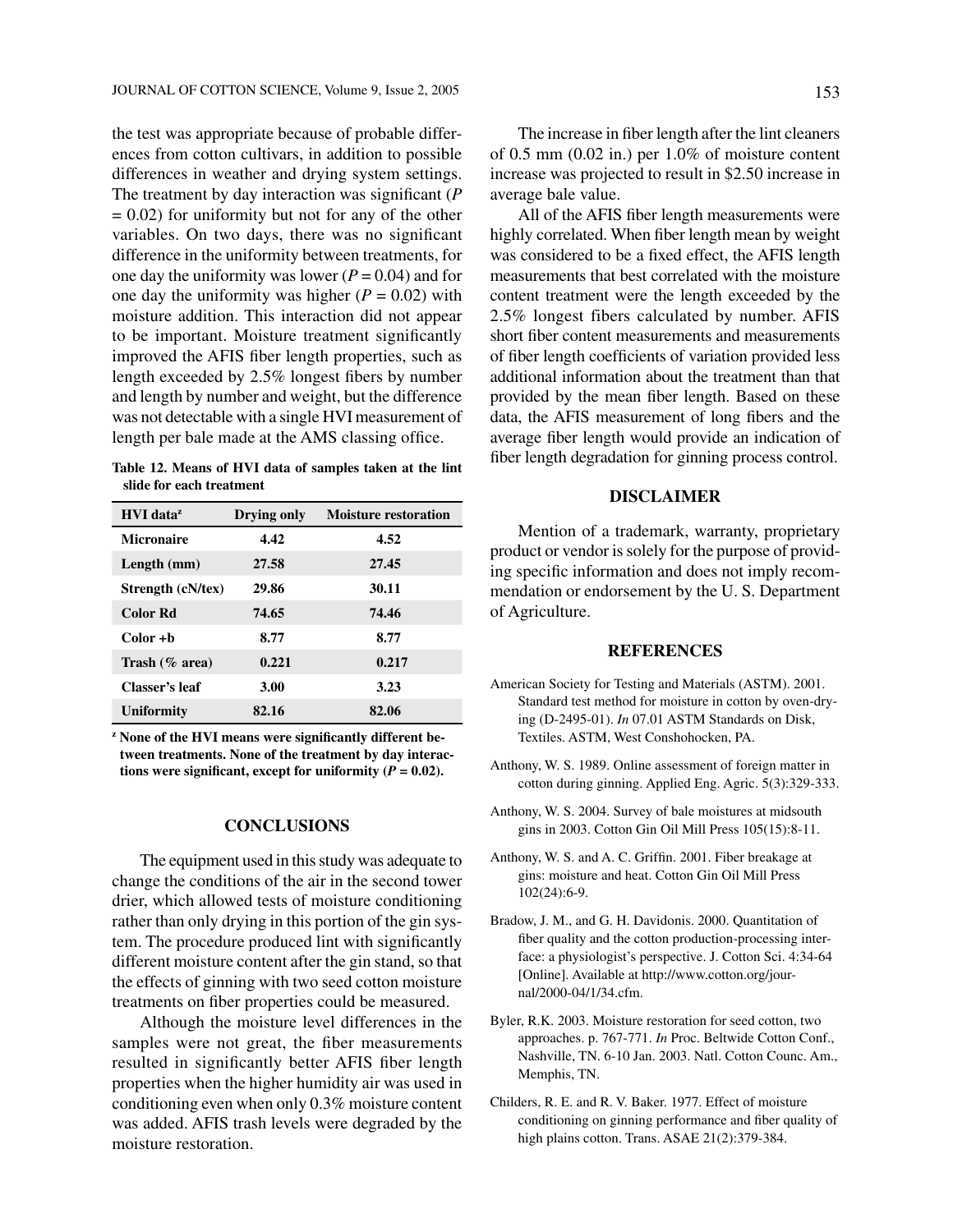the test was appropriate because of probable differences from cotton cultivars, in addition to possible differences in weather and drying system settings. The treatment by day interaction was significant ($P = 0.02$) for uniformity but not for any of the other variables. On two days, there was no significant difference in the uniformity between treatments, for one day the uniformity was lower ($P = 0.04$) and for one day the uniformity was higher ($P = 0.02$) with moisture addition. This interaction did not appear to be important. Moisture treatment significantly improved the AFIS fiber length properties, such as length exceeded by 2.5% longest fibers by number and length by number and weight, but the difference was not detectable with a single HVI measurement of length per bale made at the AMS classing office.

**Table 12. Means of HVI data of samples taken at the lint slide for each treatment**

| HVI data[z] | Drying only | Moisture restoration |
|---|---|---|
| Micronaire | 4.42 | 4.52 |
| Length (mm) | 27.58 | 27.45 |
| Strength (cN/tex) | 29.86 | 30.11 |
| Color Rd | 74.65 | 74.46 |
| Color +b | 8.77 | 8.77 |
| Trash (% area) | 0.221 | 0.217 |
| Classer's leaf | 3.00 | 3.23 |
| Uniformity | 82.16 | 82.06 |

[z] None of the HVI means were significantly different between treatments. None of the treatment by day interactions were significant, except for uniformity ($P = 0.02$).

## CONCLUSIONS

The equipment used in this study was adequate to change the conditions of the air in the second tower drier, which allowed tests of moisture conditioning rather than only drying in this portion of the gin system. The procedure produced lint with significantly different moisture content after the gin stand, so that the effects of ginning with two seed cotton moisture treatments on fiber properties could be measured.

Although the moisture level differences in the samples were not great, the fiber measurements resulted in significantly better AFIS fiber length properties when the higher humidity air was used in conditioning even when only 0.3% moisture content was added. AFIS trash levels were degraded by the moisture restoration.

The increase in fiber length after the lint cleaners of 0.5 mm (0.02 in.) per 1.0% of moisture content increase was projected to result in $2.50 increase in average bale value.

All of the AFIS fiber length measurements were highly correlated. When fiber length mean by weight was considered to be a fixed effect, the AFIS length measurements that best correlated with the moisture content treatment were the length exceeded by the 2.5% longest fibers calculated by number. AFIS short fiber content measurements and measurements of fiber length coefficients of variation provided less additional information about the treatment than that provided by the mean fiber length. Based on these data, the AFIS measurement of long fibers and the average fiber length would provide an indication of fiber length degradation for ginning process control.

## DISCLAIMER

Mention of a trademark, warranty, proprietary product or vendor is solely for the purpose of providing specific information and does not imply recommendation or endorsement by the U. S. Department of Agriculture.

## REFERENCES

American Society for Testing and Materials (ASTM). 2001. Standard test method for moisture in cotton by oven-drying (D-2495-01). *In* 07.01 ASTM Standards on Disk, Textiles. ASTM, West Conshohocken, PA.

Anthony, W. S. 1989. Online assessment of foreign matter in cotton during ginning. Applied Eng. Agric. 5(3):329-333.

Anthony, W. S. 2004. Survey of bale moistures at midsouth gins in 2003. Cotton Gin Oil Mill Press 105(15):8-11.

Anthony, W. S. and A. C. Griffin. 2001. Fiber breakage at gins: moisture and heat. Cotton Gin Oil Mill Press 102(24):6-9.

Bradow, J. M., and G. H. Davidonis. 2000. Quantitation of fiber quality and the cotton production-processing interface: a physiologist's perspective. J. Cotton Sci. 4:34-64 [Online]. Available at http://www.cotton.org/journal/2000-04/1/34.cfm.

Byler, R.K. 2003. Moisture restoration for seed cotton, two approaches. p. 767-771. *In* Proc. Beltwide Cotton Conf., Nashville, TN. 6-10 Jan. 2003. Natl. Cotton Counc. Am., Memphis, TN.

Childers, R. E. and R. V. Baker. 1977. Effect of moisture conditioning on ginning performance and fiber quality of high plains cotton. Trans. ASAE 21(2):379-384.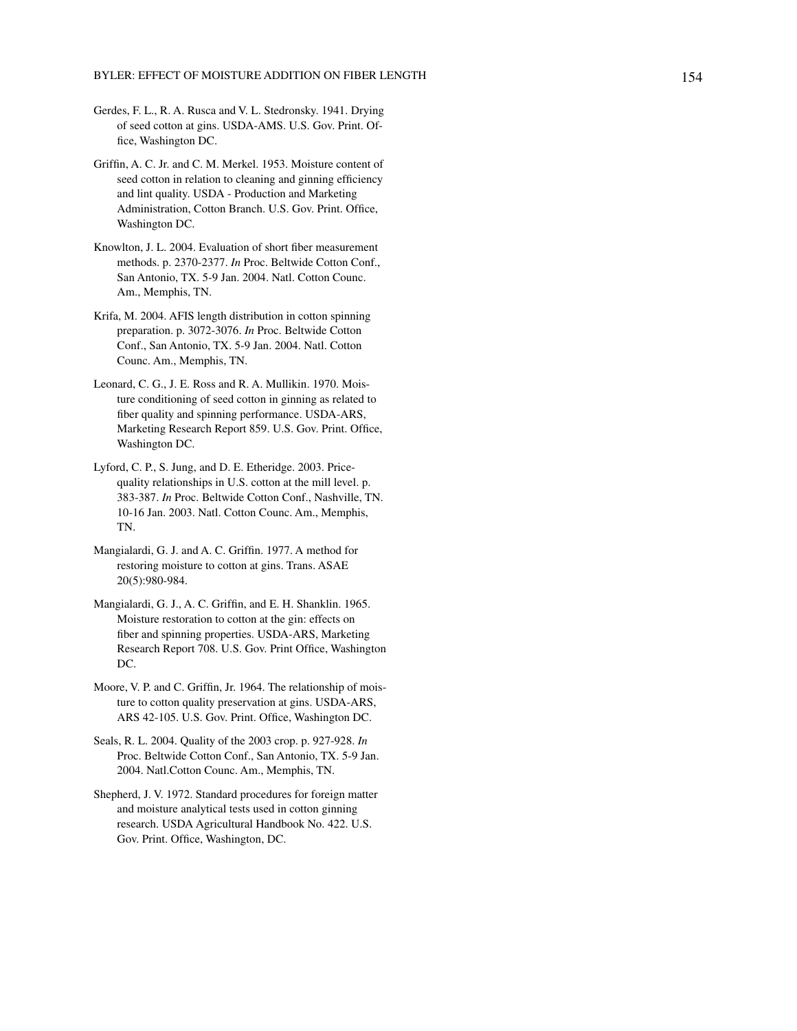Gerdes, F. L., R. A. Rusca and V. L. Stedronsky. 1941. Drying of seed cotton at gins. USDA-AMS. U.S. Gov. Print. Office, Washington DC.

Griffin, A. C. Jr. and C. M. Merkel. 1953. Moisture content of seed cotton in relation to cleaning and ginning efficiency and lint quality. USDA - Production and Marketing Administration, Cotton Branch. U.S. Gov. Print. Office, Washington DC.

Knowlton, J. L. 2004. Evaluation of short fiber measurement methods. p. 2370-2377. *In* Proc. Beltwide Cotton Conf., San Antonio, TX. 5-9 Jan. 2004. Natl. Cotton Counc. Am., Memphis, TN.

Krifa, M. 2004. AFIS length distribution in cotton spinning preparation. p. 3072-3076. *In* Proc. Beltwide Cotton Conf., San Antonio, TX. 5-9 Jan. 2004. Natl. Cotton Counc. Am., Memphis, TN.

Leonard, C. G., J. E. Ross and R. A. Mullikin. 1970. Moisture conditioning of seed cotton in ginning as related to fiber quality and spinning performance. USDA-ARS, Marketing Research Report 859. U.S. Gov. Print. Office, Washington DC.

Lyford, C. P., S. Jung, and D. E. Etheridge. 2003. Price-quality relationships in U.S. cotton at the mill level. p. 383-387. *In* Proc. Beltwide Cotton Conf., Nashville, TN. 10-16 Jan. 2003. Natl. Cotton Counc. Am., Memphis, TN.

Mangialardi, G. J. and A. C. Griffin. 1977. A method for restoring moisture to cotton at gins. Trans. ASAE 20(5):980-984.

Mangialardi, G. J., A. C. Griffin, and E. H. Shanklin. 1965. Moisture restoration to cotton at the gin: effects on fiber and spinning properties. USDA-ARS, Marketing Research Report 708. U.S. Gov. Print Office, Washington DC.

Moore, V. P. and C. Griffin, Jr. 1964. The relationship of moisture to cotton quality preservation at gins. USDA-ARS, ARS 42-105. U.S. Gov. Print. Office, Washington DC.

Seals, R. L. 2004. Quality of the 2003 crop. p. 927-928. *In* Proc. Beltwide Cotton Conf., San Antonio, TX. 5-9 Jan. 2004. Natl.Cotton Counc. Am., Memphis, TN.

Shepherd, J. V. 1972. Standard procedures for foreign matter and moisture analytical tests used in cotton ginning research. USDA Agricultural Handbook No. 422. U.S. Gov. Print. Office, Washington, DC.